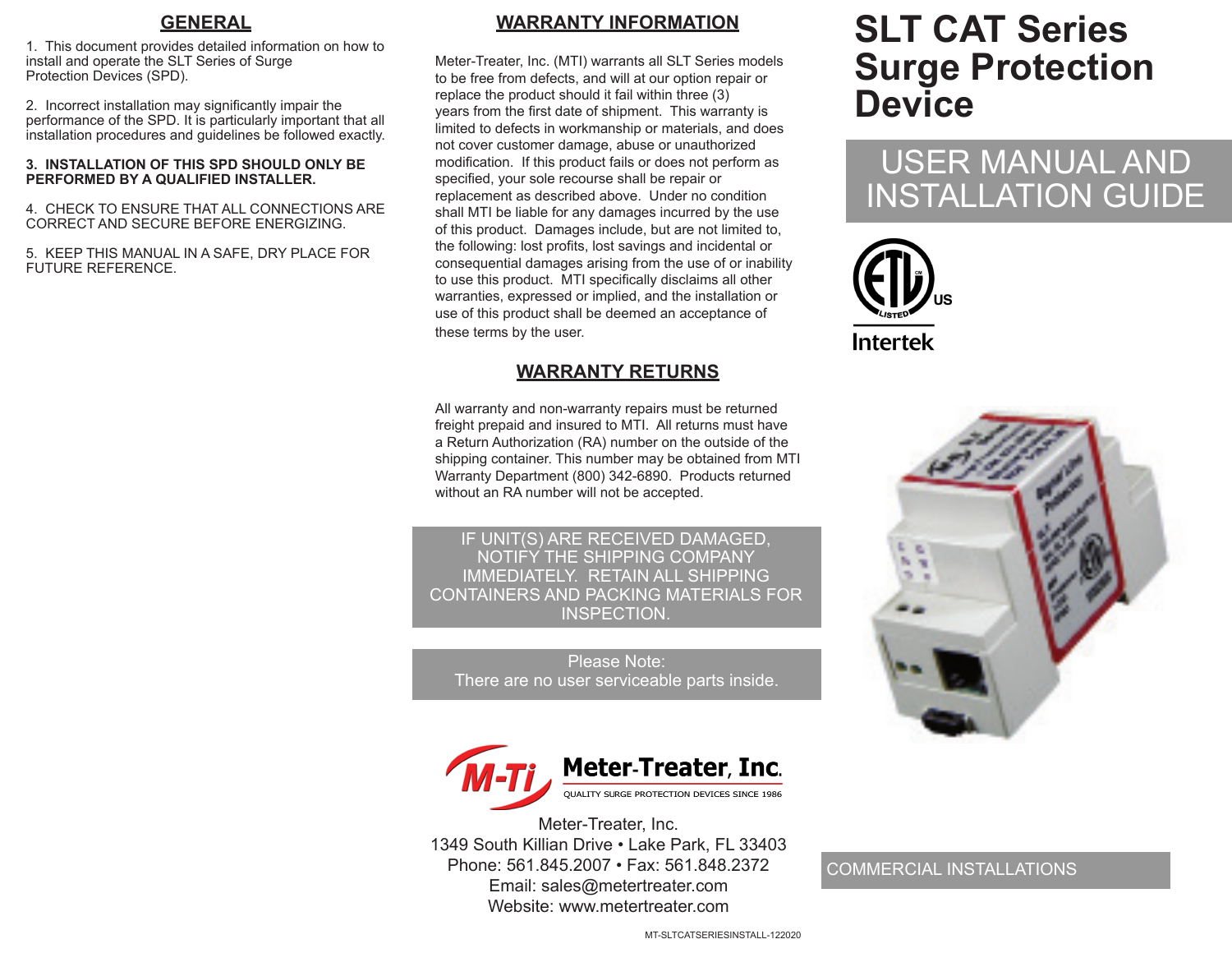## GENERAL

1. This document provides detailed information on how to install and operate the SLT Series of Surge Protection Devices (SPD).

2. Incorrect installation may significantly impair the performance of the SPD. It is particularly important that all installation procedures and guidelines be followed exactly.

**3. INSTALLATION OF THIS SPD SHOULD ONLY BE PERFORMED BY A QUALIFIED INSTALLER.**

4. CHECK TO ENSURE THAT ALL CONNECTIONS ARE CORRECT AND SECURE BEFORE ENERGIZING.

5. KEEP THIS MANUAL IN A SAFE, DRY PLACE FOR FUTURE REFERENCE.

## WARRANTY INFORMATION

Meter-Treater, Inc. (MTI) warrants all SLT Series models to be free from defects, and will at our option repair or replace the product should it fail within three (3) years from the first date of shipment. This warranty is limited to defects in workmanship or materials, and does not cover customer damage, abuse or unauthorized modification. If this product fails or does not perform as specified, your sole recourse shall be repair or replacement as described above. Under no condition shall MTI be liable for any damages incurred by the use of this product. Damages include, but are not limited to, the following: lost profits, lost savings and incidental or consequential damages arising from the use of or inability to use this product. MTI specifically disclaims all other warranties, expressed or implied, and the installation or use of this product shall be deemed an acceptance of these terms by the user.

## WARRANTY RETURNS

All warranty and non-warranty repairs must be returned freight prepaid and insured to MTI. All returns must have a Return Authorization (RA) number on the outside of the shipping container. This number may be obtained from MTI Warranty Department (800) 342-6890. Products returned without an RA number will not be accepted.

IF UNIT(S) ARE RECEIVED DAMAGED, NOTIFY THE SHIPPING COMPANY IMMEDIATELY. RETAIN ALL SHIPPING CONTAINERS AND PACKING MATERIALS FOR INSPECTION.

Please Note:
There are no user serviceable parts inside.

Meter-Treater, Inc.
QUALITY SURGE PROTECTION DEVICES SINCE 1986

Meter-Treater, Inc.
1349 South Killian Drive • Lake Park, FL 33403
Phone: 561.845.2007 • Fax: 561.848.2372
Email: sales@metertreater.com
Website: www.metertreater.com

MT-SLTCATSERIESINSTALL-122020

# SLT CAT Series Surge Protection Device

## USER MANUAL AND INSTALLATION GUIDE

ETL LISTED US
Intertek

COMMERCIAL INSTALLATIONS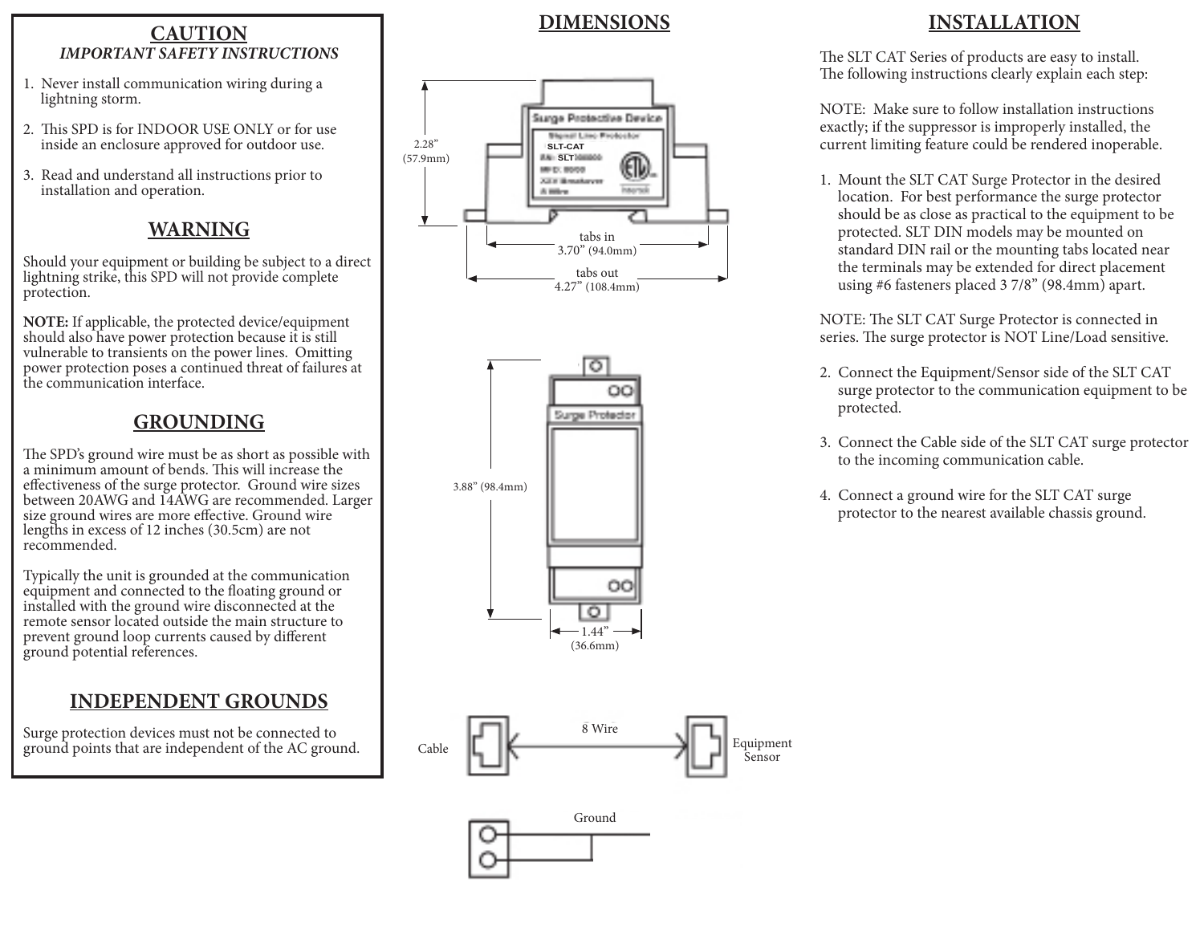## CAUTION

*IMPORTANT SAFETY INSTRUCTIONS*

1. Never install communication wiring during a lightning storm.

2. This SPD is for INDOOR USE ONLY or for use inside an enclosure approved for outdoor use.

3. Read and understand all instructions prior to installation and operation.

## WARNING

Should your equipment or building be subject to a direct lightning strike, this SPD will not provide complete protection.

**NOTE:** If applicable, the protected device/equipment should also have power protection because it is still vulnerable to transients on the power lines. Omitting power protection poses a continued threat of failures at the communication interface.

## GROUNDING

The SPD's ground wire must be as short as possible with a minimum amount of bends. This will increase the effectiveness of the surge protector. Ground wire sizes between 20AWG and 14AWG are recommended. Larger size ground wires are more effective. Ground wire lengths in excess of 12 inches (30.5cm) are not recommended.

Typically the unit is grounded at the communication equipment and connected to the floating ground or installed with the ground wire disconnected at the remote sensor located outside the main structure to prevent ground loop currents caused by different ground potential references.

## INDEPENDENT GROUNDS

Surge protection devices must not be connected to ground points that are independent of the AC ground.

## DIMENSIONS

Surge Protective Device
Signal Line Protector
SLT-CAT

2.28" (57.9mm)

tabs in 3.70" (94.0mm)

tabs out 4.27" (108.4mm)

Surge Protector

3.88" (98.4mm)

1.44" (36.6mm)

Cable

8 Wire

Equipment Sensor

Ground

## INSTALLATION

The SLT CAT Series of products are easy to install. The following instructions clearly explain each step:

NOTE: Make sure to follow installation instructions exactly; if the suppressor is improperly installed, the current limiting feature could be rendered inoperable.

1. Mount the SLT CAT Surge Protector in the desired location. For best performance the surge protector should be as close as practical to the equipment to be protected. SLT DIN models may be mounted on standard DIN rail or the mounting tabs located near the terminals may be extended for direct placement using #6 fasteners placed 3 7/8" (98.4mm) apart.

NOTE: The SLT CAT Surge Protector is connected in series. The surge protector is NOT Line/Load sensitive.

2. Connect the Equipment/Sensor side of the SLT CAT surge protector to the communication equipment to be protected.

3. Connect the Cable side of the SLT CAT surge protector to the incoming communication cable.

4. Connect a ground wire for the SLT CAT surge protector to the nearest available chassis ground.